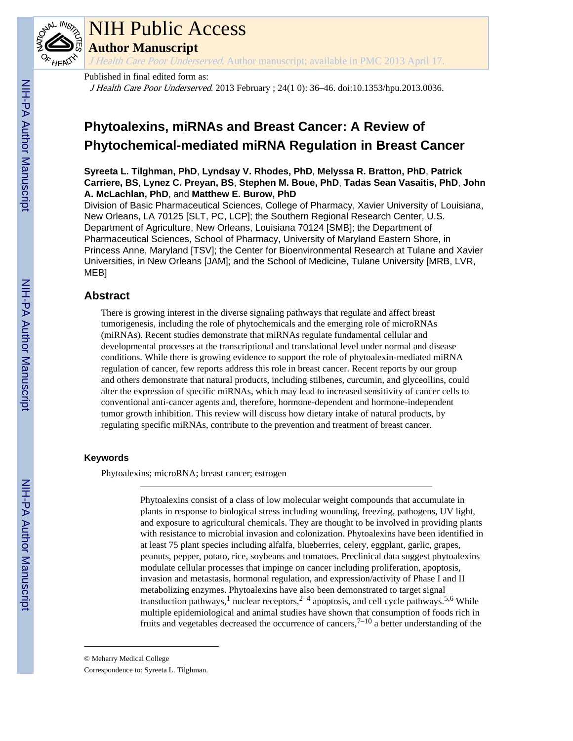Published in final edited form as:

*J Health Care Poor Underserved*. 2013 February ; 24(1 0): 36–46. doi:10.1353/hpu.2013.0036.

# Phytoalexins, miRNAs and Breast Cancer: A Review of Phytochemical-mediated miRNA Regulation in Breast Cancer

**Syreeta L. Tilghman, PhD**, **Lyndsay V. Rhodes, PhD**, **Melyssa R. Bratton, PhD**, **Patrick Carriere, BS**, **Lynez C. Preyan, BS**, **Stephen M. Boue, PhD**, **Tadas Sean Vasaitis, PhD**, **John A. McLachlan, PhD**, and **Matthew E. Burow, PhD**

Division of Basic Pharmaceutical Sciences, College of Pharmacy, Xavier University of Louisiana, New Orleans, LA 70125 [SLT, PC, LCP]; the Southern Regional Research Center, U.S. Department of Agriculture, New Orleans, Louisiana 70124 [SMB]; the Department of Pharmaceutical Sciences, School of Pharmacy, University of Maryland Eastern Shore, in Princess Anne, Maryland [TSV]; the Center for Bioenvironmental Research at Tulane and Xavier Universities, in New Orleans [JAM]; and the School of Medicine, Tulane University [MRB, LVR, MEB]

## Abstract

There is growing interest in the diverse signaling pathways that regulate and affect breast tumorigenesis, including the role of phytochemicals and the emerging role of microRNAs (miRNAs). Recent studies demonstrate that miRNAs regulate fundamental cellular and developmental processes at the transcriptional and translational level under normal and disease conditions. While there is growing evidence to support the role of phytoalexin-mediated miRNA regulation of cancer, few reports address this role in breast cancer. Recent reports by our group and others demonstrate that natural products, including stilbenes, curcumin, and glyceollins, could alter the expression of specific miRNAs, which may lead to increased sensitivity of cancer cells to conventional anti-cancer agents and, therefore, hormone-dependent and hormone-independent tumor growth inhibition. This review will discuss how dietary intake of natural products, by regulating specific miRNAs, contribute to the prevention and treatment of breast cancer.

### Keywords

Phytoalexins; microRNA; breast cancer; estrogen

---

Phytoalexins consist of a class of low molecular weight compounds that accumulate in plants in response to biological stress including wounding, freezing, pathogens, UV light, and exposure to agricultural chemicals. They are thought to be involved in providing plants with resistance to microbial invasion and colonization. Phytoalexins have been identified in at least 75 plant species including alfalfa, blueberries, celery, eggplant, garlic, grapes, peanuts, pepper, potato, rice, soybeans and tomatoes. Preclinical data suggest phytoalexins modulate cellular processes that impinge on cancer including proliferation, apoptosis, invasion and metastasis, hormonal regulation, and expression/activity of Phase I and II metabolizing enzymes. Phytoalexins have also been demonstrated to target signal transduction pathways,[1] nuclear receptors,[2–4] apoptosis, and cell cycle pathways.[5,6] While multiple epidemiological and animal studies have shown that consumption of foods rich in fruits and vegetables decreased the occurrence of cancers,[7–10] a better understanding of the

---

© Meharry Medical College

Correspondence to: Syreeta L. Tilghman.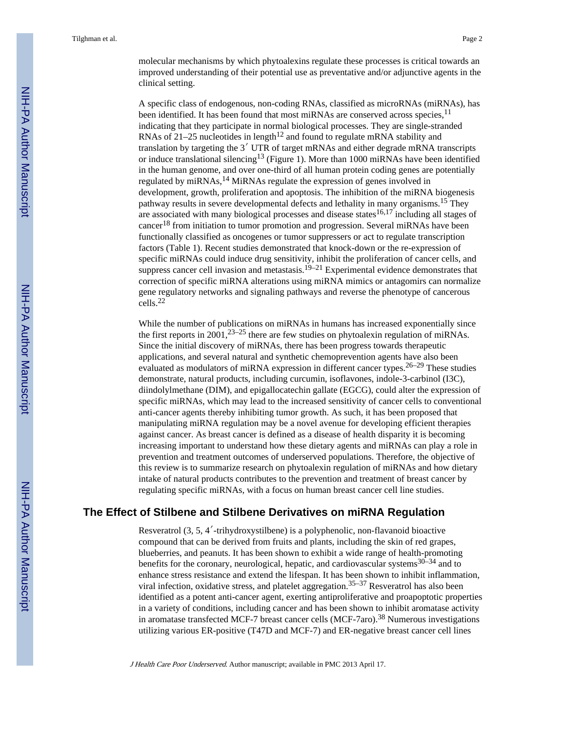molecular mechanisms by which phytoalexins regulate these processes is critical towards an improved understanding of their potential use as preventative and/or adjunctive agents in the clinical setting.

A specific class of endogenous, non-coding RNAs, classified as microRNAs (miRNAs), has been identified. It has been found that most miRNAs are conserved across species,[11] indicating that they participate in normal biological processes. They are single-stranded RNAs of 21–25 nucleotides in length[12] and found to regulate mRNA stability and translation by targeting the 3′ UTR of target mRNAs and either degrade mRNA transcripts or induce translational silencing[13] (Figure 1). More than 1000 miRNAs have been identified in the human genome, and over one-third of all human protein coding genes are potentially regulated by miRNAs,[14] MiRNAs regulate the expression of genes involved in development, growth, proliferation and apoptosis. The inhibition of the miRNA biogenesis pathway results in severe developmental defects and lethality in many organisms.[15] They are associated with many biological processes and disease states[16,17] including all stages of cancer[18] from initiation to tumor promotion and progression. Several miRNAs have been functionally classified as oncogenes or tumor suppressers or act to regulate transcription factors (Table 1). Recent studies demonstrated that knock-down or the re-expression of specific miRNAs could induce drug sensitivity, inhibit the proliferation of cancer cells, and suppress cancer cell invasion and metastasis.[19–21] Experimental evidence demonstrates that correction of specific miRNA alterations using miRNA mimics or antagomirs can normalize gene regulatory networks and signaling pathways and reverse the phenotype of cancerous cells.[22]

While the number of publications on miRNAs in humans has increased exponentially since the first reports in 2001,[23–25] there are few studies on phytoalexin regulation of miRNAs. Since the initial discovery of miRNAs, there has been progress towards therapeutic applications, and several natural and synthetic chemoprevention agents have also been evaluated as modulators of miRNA expression in different cancer types.[26–29] These studies demonstrate, natural products, including curcumin, isoflavones, indole-3-carbinol (I3C), diindolylmethane (DIM), and epigallocatechin gallate (EGCG), could alter the expression of specific miRNAs, which may lead to the increased sensitivity of cancer cells to conventional anti-cancer agents thereby inhibiting tumor growth. As such, it has been proposed that manipulating miRNA regulation may be a novel avenue for developing efficient therapies against cancer. As breast cancer is defined as a disease of health disparity it is becoming increasing important to understand how these dietary agents and miRNAs can play a role in prevention and treatment outcomes of underserved populations. Therefore, the objective of this review is to summarize research on phytoalexin regulation of miRNAs and how dietary intake of natural products contributes to the prevention and treatment of breast cancer by regulating specific miRNAs, with a focus on human breast cancer cell line studies.

## The Effect of Stilbene and Stilbene Derivatives on miRNA Regulation

Resveratrol (3, 5, 4′-trihydroxystilbene) is a polyphenolic, non-flavanoid bioactive compound that can be derived from fruits and plants, including the skin of red grapes, blueberries, and peanuts. It has been shown to exhibit a wide range of health-promoting benefits for the coronary, neurological, hepatic, and cardiovascular systems[30–34] and to enhance stress resistance and extend the lifespan. It has been shown to inhibit inflammation, viral infection, oxidative stress, and platelet aggregation.[35–37] Resveratrol has also been identified as a potent anti-cancer agent, exerting antiproliferative and proapoptotic properties in a variety of conditions, including cancer and has been shown to inhibit aromatase activity in aromatase transfected MCF-7 breast cancer cells (MCF-7aro).[38] Numerous investigations utilizing various ER-positive (T47D and MCF-7) and ER-negative breast cancer cell lines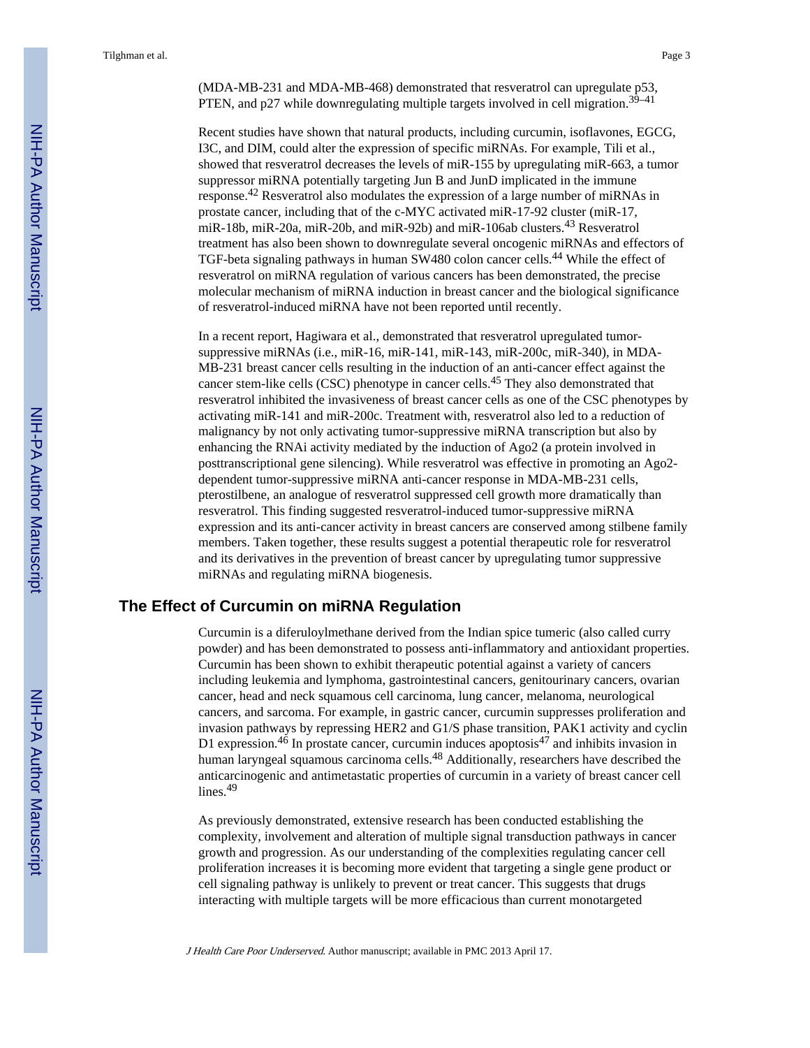(MDA-MB-231 and MDA-MB-468) demonstrated that resveratrol can upregulate p53, PTEN, and p27 while downregulating multiple targets involved in cell migration.[39–41]

Recent studies have shown that natural products, including curcumin, isoflavones, EGCG, I3C, and DIM, could alter the expression of specific miRNAs. For example, Tili et al., showed that resveratrol decreases the levels of miR-155 by upregulating miR-663, a tumor suppressor miRNA potentially targeting Jun B and JunD implicated in the immune response.[42] Resveratrol also modulates the expression of a large number of miRNAs in prostate cancer, including that of the c-MYC activated miR-17-92 cluster (miR-17, miR-18b, miR-20a, miR-20b, and miR-92b) and miR-106ab clusters.[43] Resveratrol treatment has also been shown to downregulate several oncogenic miRNAs and effectors of TGF-beta signaling pathways in human SW480 colon cancer cells.[44] While the effect of resveratrol on miRNA regulation of various cancers has been demonstrated, the precise molecular mechanism of miRNA induction in breast cancer and the biological significance of resveratrol-induced miRNA have not been reported until recently.

In a recent report, Hagiwara et al., demonstrated that resveratrol upregulated tumor-suppressive miRNAs (i.e., miR-16, miR-141, miR-143, miR-200c, miR-340), in MDA-MB-231 breast cancer cells resulting in the induction of an anti-cancer effect against the cancer stem-like cells (CSC) phenotype in cancer cells.[45] They also demonstrated that resveratrol inhibited the invasiveness of breast cancer cells as one of the CSC phenotypes by activating miR-141 and miR-200c. Treatment with, resveratrol also led to a reduction of malignancy by not only activating tumor-suppressive miRNA transcription but also by enhancing the RNAi activity mediated by the induction of Ago2 (a protein involved in posttranscriptional gene silencing). While resveratrol was effective in promoting an Ago2-dependent tumor-suppressive miRNA anti-cancer response in MDA-MB-231 cells, pterostilbene, an analogue of resveratrol suppressed cell growth more dramatically than resveratrol. This finding suggested resveratrol-induced tumor-suppressive miRNA expression and its anti-cancer activity in breast cancers are conserved among stilbene family members. Taken together, these results suggest a potential therapeutic role for resveratrol and its derivatives in the prevention of breast cancer by upregulating tumor suppressive miRNAs and regulating miRNA biogenesis.

## The Effect of Curcumin on miRNA Regulation

Curcumin is a diferuloylmethane derived from the Indian spice tumeric (also called curry powder) and has been demonstrated to possess anti-inflammatory and antioxidant properties. Curcumin has been shown to exhibit therapeutic potential against a variety of cancers including leukemia and lymphoma, gastrointestinal cancers, genitourinary cancers, ovarian cancer, head and neck squamous cell carcinoma, lung cancer, melanoma, neurological cancers, and sarcoma. For example, in gastric cancer, curcumin suppresses proliferation and invasion pathways by repressing HER2 and G1/S phase transition, PAK1 activity and cyclin D1 expression.[46] In prostate cancer, curcumin induces apoptosis[47] and inhibits invasion in human laryngeal squamous carcinoma cells.[48] Additionally, researchers have described the anticarcinogenic and antimetastatic properties of curcumin in a variety of breast cancer cell lines.[49]

As previously demonstrated, extensive research has been conducted establishing the complexity, involvement and alteration of multiple signal transduction pathways in cancer growth and progression. As our understanding of the complexities regulating cancer cell proliferation increases it is becoming more evident that targeting a single gene product or cell signaling pathway is unlikely to prevent or treat cancer. This suggests that drugs interacting with multiple targets will be more efficacious than current monotargeted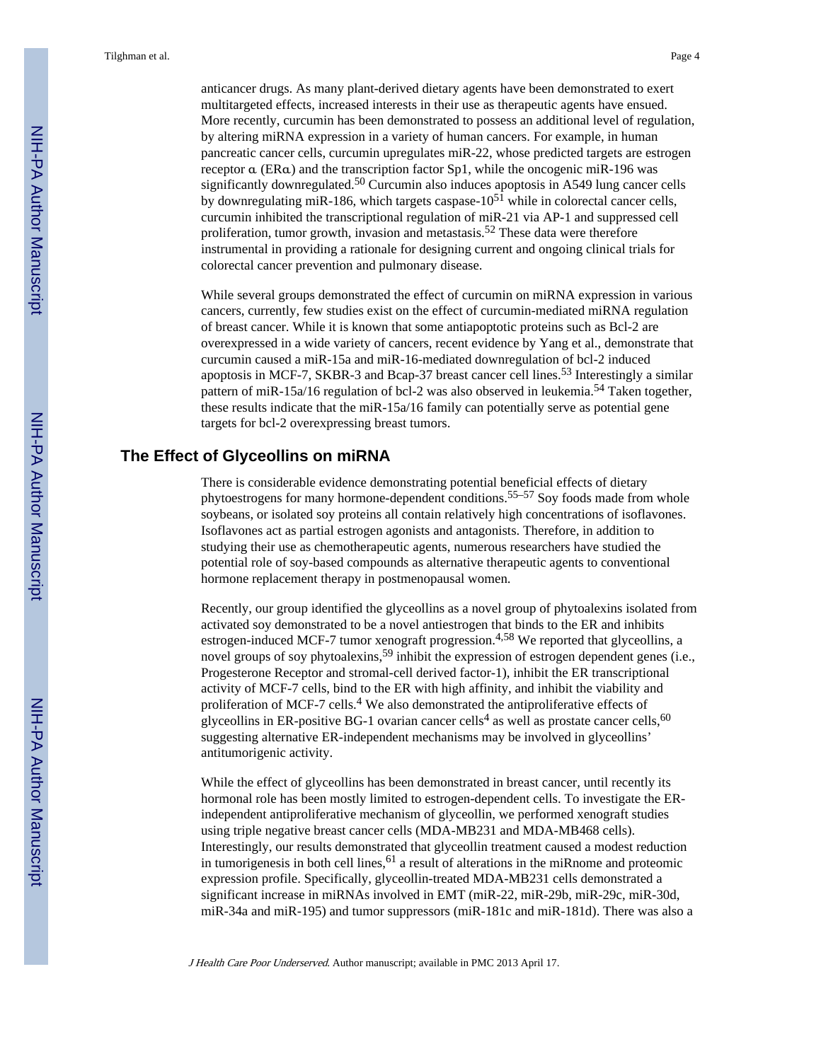anticancer drugs. As many plant-derived dietary agents have been demonstrated to exert multitargeted effects, increased interests in their use as therapeutic agents have ensued. More recently, curcumin has been demonstrated to possess an additional level of regulation, by altering miRNA expression in a variety of human cancers. For example, in human pancreatic cancer cells, curcumin upregulates miR-22, whose predicted targets are estrogen receptor α (ERα) and the transcription factor Sp1, while the oncogenic miR-196 was significantly downregulated.[50] Curcumin also induces apoptosis in A549 lung cancer cells by downregulating miR-186, which targets caspase-10[51] while in colorectal cancer cells, curcumin inhibited the transcriptional regulation of miR-21 via AP-1 and suppressed cell proliferation, tumor growth, invasion and metastasis.[52] These data were therefore instrumental in providing a rationale for designing current and ongoing clinical trials for colorectal cancer prevention and pulmonary disease.

While several groups demonstrated the effect of curcumin on miRNA expression in various cancers, currently, few studies exist on the effect of curcumin-mediated miRNA regulation of breast cancer. While it is known that some antiapoptotic proteins such as Bcl-2 are overexpressed in a wide variety of cancers, recent evidence by Yang et al., demonstrate that curcumin caused a miR-15a and miR-16-mediated downregulation of bcl-2 induced apoptosis in MCF-7, SKBR-3 and Bcap-37 breast cancer cell lines.[53] Interestingly a similar pattern of miR-15a/16 regulation of bcl-2 was also observed in leukemia.[54] Taken together, these results indicate that the miR-15a/16 family can potentially serve as potential gene targets for bcl-2 overexpressing breast tumors.

## The Effect of Glyceollins on miRNA

There is considerable evidence demonstrating potential beneficial effects of dietary phytoestrogens for many hormone-dependent conditions.[55–57] Soy foods made from whole soybeans, or isolated soy proteins all contain relatively high concentrations of isoflavones. Isoflavones act as partial estrogen agonists and antagonists. Therefore, in addition to studying their use as chemotherapeutic agents, numerous researchers have studied the potential role of soy-based compounds as alternative therapeutic agents to conventional hormone replacement therapy in postmenopausal women.

Recently, our group identified the glyceollins as a novel group of phytoalexins isolated from activated soy demonstrated to be a novel antiestrogen that binds to the ER and inhibits estrogen-induced MCF-7 tumor xenograft progression.[4,58] We reported that glyceollins, a novel groups of soy phytoalexins,[59] inhibit the expression of estrogen dependent genes (i.e., Progesterone Receptor and stromal-cell derived factor-1), inhibit the ER transcriptional activity of MCF-7 cells, bind to the ER with high affinity, and inhibit the viability and proliferation of MCF-7 cells.[4] We also demonstrated the antiproliferative effects of glyceollins in ER-positive BG-1 ovarian cancer cells[4] as well as prostate cancer cells,[60] suggesting alternative ER-independent mechanisms may be involved in glyceollins' antitumorigenic activity.

While the effect of glyceollins has been demonstrated in breast cancer, until recently its hormonal role has been mostly limited to estrogen-dependent cells. To investigate the ER-independent antiproliferative mechanism of glyceollin, we performed xenograft studies using triple negative breast cancer cells (MDA-MB231 and MDA-MB468 cells). Interestingly, our results demonstrated that glyceollin treatment caused a modest reduction in tumorigenesis in both cell lines,[61] a result of alterations in the miRnome and proteomic expression profile. Specifically, glyceollin-treated MDA-MB231 cells demonstrated a significant increase in miRNAs involved in EMT (miR-22, miR-29b, miR-29c, miR-30d, miR-34a and miR-195) and tumor suppressors (miR-181c and miR-181d). There was also a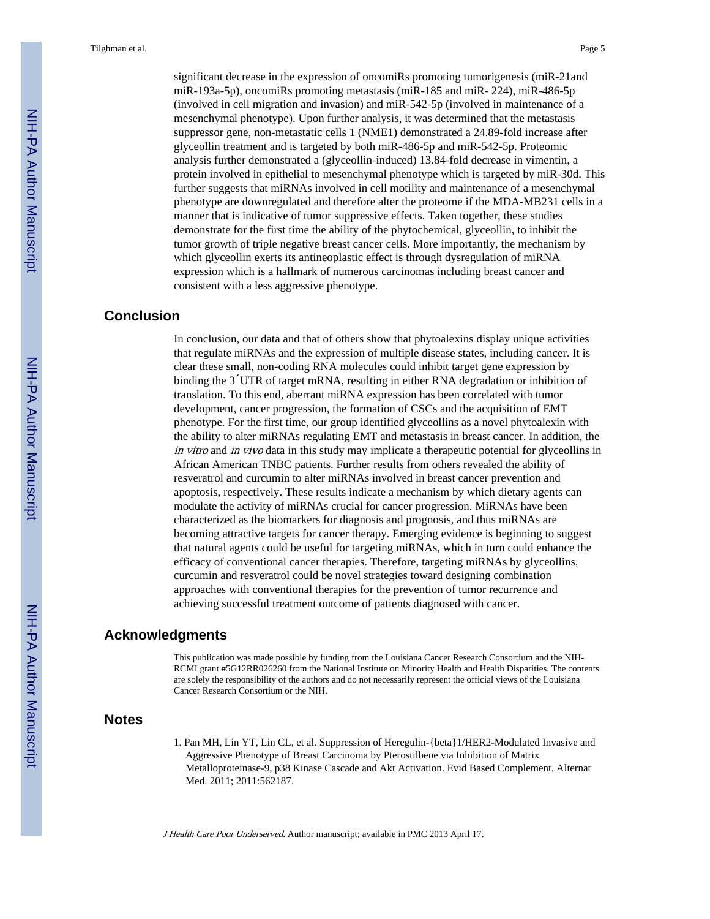significant decrease in the expression of oncomiRs promoting tumorigenesis (miR-21and miR-193a-5p), oncomiRs promoting metastasis (miR-185 and miR- 224), miR-486-5p (involved in cell migration and invasion) and miR-542-5p (involved in maintenance of a mesenchymal phenotype). Upon further analysis, it was determined that the metastasis suppressor gene, non-metastatic cells 1 (NME1) demonstrated a 24.89-fold increase after glyceollin treatment and is targeted by both miR-486-5p and miR-542-5p. Proteomic analysis further demonstrated a (glyceollin-induced) 13.84-fold decrease in vimentin, a protein involved in epithelial to mesenchymal phenotype which is targeted by miR-30d. This further suggests that miRNAs involved in cell motility and maintenance of a mesenchymal phenotype are downregulated and therefore alter the proteome if the MDA-MB231 cells in a manner that is indicative of tumor suppressive effects. Taken together, these studies demonstrate for the first time the ability of the phytochemical, glyceollin, to inhibit the tumor growth of triple negative breast cancer cells. More importantly, the mechanism by which glyceollin exerts its antineoplastic effect is through dysregulation of miRNA expression which is a hallmark of numerous carcinomas including breast cancer and consistent with a less aggressive phenotype.

## Conclusion

In conclusion, our data and that of others show that phytoalexins display unique activities that regulate miRNAs and the expression of multiple disease states, including cancer. It is clear these small, non-coding RNA molecules could inhibit target gene expression by binding the 3′UTR of target mRNA, resulting in either RNA degradation or inhibition of translation. To this end, aberrant miRNA expression has been correlated with tumor development, cancer progression, the formation of CSCs and the acquisition of EMT phenotype. For the first time, our group identified glyceollins as a novel phytoalexin with the ability to alter miRNAs regulating EMT and metastasis in breast cancer. In addition, the *in vitro* and *in vivo* data in this study may implicate a therapeutic potential for glyceollins in African American TNBC patients. Further results from others revealed the ability of resveratrol and curcumin to alter miRNAs involved in breast cancer prevention and apoptosis, respectively. These results indicate a mechanism by which dietary agents can modulate the activity of miRNAs crucial for cancer progression. MiRNAs have been characterized as the biomarkers for diagnosis and prognosis, and thus miRNAs are becoming attractive targets for cancer therapy. Emerging evidence is beginning to suggest that natural agents could be useful for targeting miRNAs, which in turn could enhance the efficacy of conventional cancer therapies. Therefore, targeting miRNAs by glyceollins, curcumin and resveratrol could be novel strategies toward designing combination approaches with conventional therapies for the prevention of tumor recurrence and achieving successful treatment outcome of patients diagnosed with cancer.

## Acknowledgments

This publication was made possible by funding from the Louisiana Cancer Research Consortium and the NIH-RCMI grant #5G12RR026260 from the National Institute on Minority Health and Health Disparities. The contents are solely the responsibility of the authors and do not necessarily represent the official views of the Louisiana Cancer Research Consortium or the NIH.

## Notes

1. Pan MH, Lin YT, Lin CL, et al. Suppression of Heregulin-{beta}1/HER2-Modulated Invasive and Aggressive Phenotype of Breast Carcinoma by Pterostilbene via Inhibition of Matrix Metalloproteinase-9, p38 Kinase Cascade and Akt Activation. Evid Based Complement. Alternat Med. 2011; 2011:562187.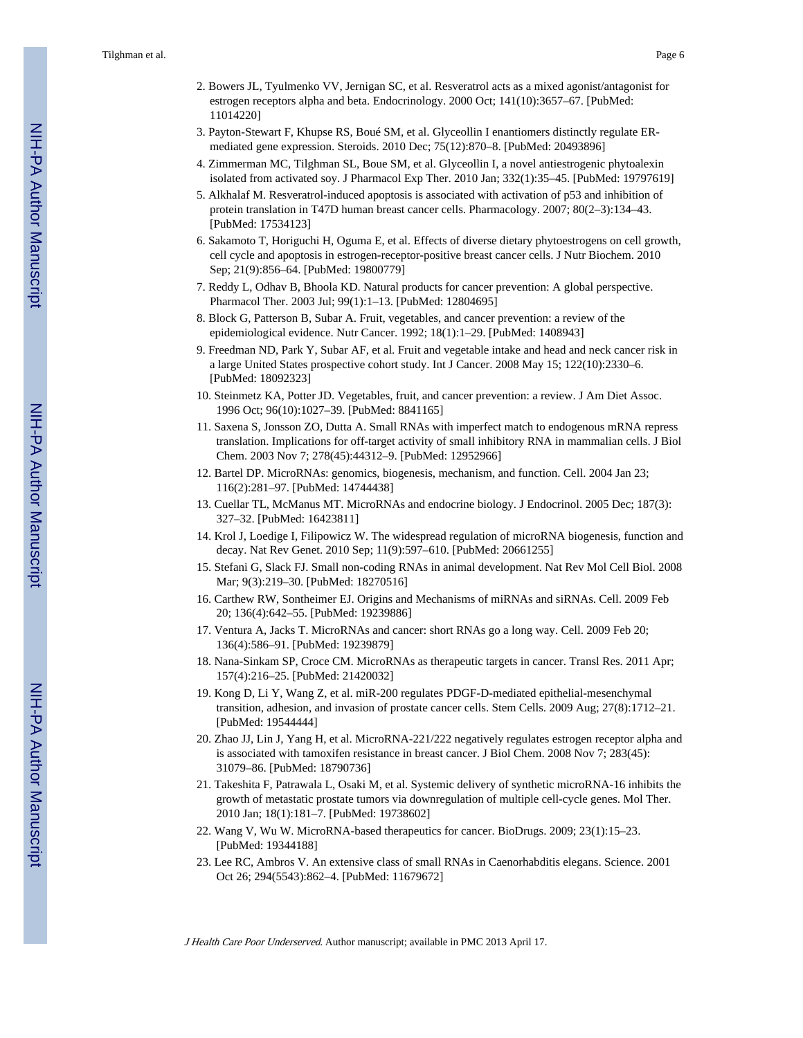2. Bowers JL, Tyulmenko VV, Jernigan SC, et al. Resveratrol acts as a mixed agonist/antagonist for estrogen receptors alpha and beta. Endocrinology. 2000 Oct; 141(10):3657–67. [PubMed: 11014220]
3. Payton-Stewart F, Khupse RS, Boué SM, et al. Glyceollin I enantiomers distinctly regulate ER-mediated gene expression. Steroids. 2010 Dec; 75(12):870–8. [PubMed: 20493896]
4. Zimmerman MC, Tilghman SL, Boue SM, et al. Glyceollin I, a novel antiestrogenic phytoalexin isolated from activated soy. J Pharmacol Exp Ther. 2010 Jan; 332(1):35–45. [PubMed: 19797619]
5. Alkhalaf M. Resveratrol-induced apoptosis is associated with activation of p53 and inhibition of protein translation in T47D human breast cancer cells. Pharmacology. 2007; 80(2–3):134–43. [PubMed: 17534123]
6. Sakamoto T, Horiguchi H, Oguma E, et al. Effects of diverse dietary phytoestrogens on cell growth, cell cycle and apoptosis in estrogen-receptor-positive breast cancer cells. J Nutr Biochem. 2010 Sep; 21(9):856–64. [PubMed: 19800779]
7. Reddy L, Odhav B, Bhoola KD. Natural products for cancer prevention: A global perspective. Pharmacol Ther. 2003 Jul; 99(1):1–13. [PubMed: 12804695]
8. Block G, Patterson B, Subar A. Fruit, vegetables, and cancer prevention: a review of the epidemiological evidence. Nutr Cancer. 1992; 18(1):1–29. [PubMed: 1408943]
9. Freedman ND, Park Y, Subar AF, et al. Fruit and vegetable intake and head and neck cancer risk in a large United States prospective cohort study. Int J Cancer. 2008 May 15; 122(10):2330–6. [PubMed: 18092323]
10. Steinmetz KA, Potter JD. Vegetables, fruit, and cancer prevention: a review. J Am Diet Assoc. 1996 Oct; 96(10):1027–39. [PubMed: 8841165]
11. Saxena S, Jonsson ZO, Dutta A. Small RNAs with imperfect match to endogenous mRNA repress translation. Implications for off-target activity of small inhibitory RNA in mammalian cells. J Biol Chem. 2003 Nov 7; 278(45):44312–9. [PubMed: 12952966]
12. Bartel DP. MicroRNAs: genomics, biogenesis, mechanism, and function. Cell. 2004 Jan 23; 116(2):281–97. [PubMed: 14744438]
13. Cuellar TL, McManus MT. MicroRNAs and endocrine biology. J Endocrinol. 2005 Dec; 187(3): 327–32. [PubMed: 16423811]
14. Krol J, Loedige I, Filipowicz W. The widespread regulation of microRNA biogenesis, function and decay. Nat Rev Genet. 2010 Sep; 11(9):597–610. [PubMed: 20661255]
15. Stefani G, Slack FJ. Small non-coding RNAs in animal development. Nat Rev Mol Cell Biol. 2008 Mar; 9(3):219–30. [PubMed: 18270516]
16. Carthew RW, Sontheimer EJ. Origins and Mechanisms of miRNAs and siRNAs. Cell. 2009 Feb 20; 136(4):642–55. [PubMed: 19239886]
17. Ventura A, Jacks T. MicroRNAs and cancer: short RNAs go a long way. Cell. 2009 Feb 20; 136(4):586–91. [PubMed: 19239879]
18. Nana-Sinkam SP, Croce CM. MicroRNAs as therapeutic targets in cancer. Transl Res. 2011 Apr; 157(4):216–25. [PubMed: 21420032]
19. Kong D, Li Y, Wang Z, et al. miR-200 regulates PDGF-D-mediated epithelial-mesenchymal transition, adhesion, and invasion of prostate cancer cells. Stem Cells. 2009 Aug; 27(8):1712–21. [PubMed: 19544444]
20. Zhao JJ, Lin J, Yang H, et al. MicroRNA-221/222 negatively regulates estrogen receptor alpha and is associated with tamoxifen resistance in breast cancer. J Biol Chem. 2008 Nov 7; 283(45): 31079–86. [PubMed: 18790736]
21. Takeshita F, Patrawala L, Osaki M, et al. Systemic delivery of synthetic microRNA-16 inhibits the growth of metastatic prostate tumors via downregulation of multiple cell-cycle genes. Mol Ther. 2010 Jan; 18(1):181–7. [PubMed: 19738602]
22. Wang V, Wu W. MicroRNA-based therapeutics for cancer. BioDrugs. 2009; 23(1):15–23. [PubMed: 19344188]
23. Lee RC, Ambros V. An extensive class of small RNAs in Caenorhabditis elegans. Science. 2001 Oct 26; 294(5543):862–4. [PubMed: 11679672]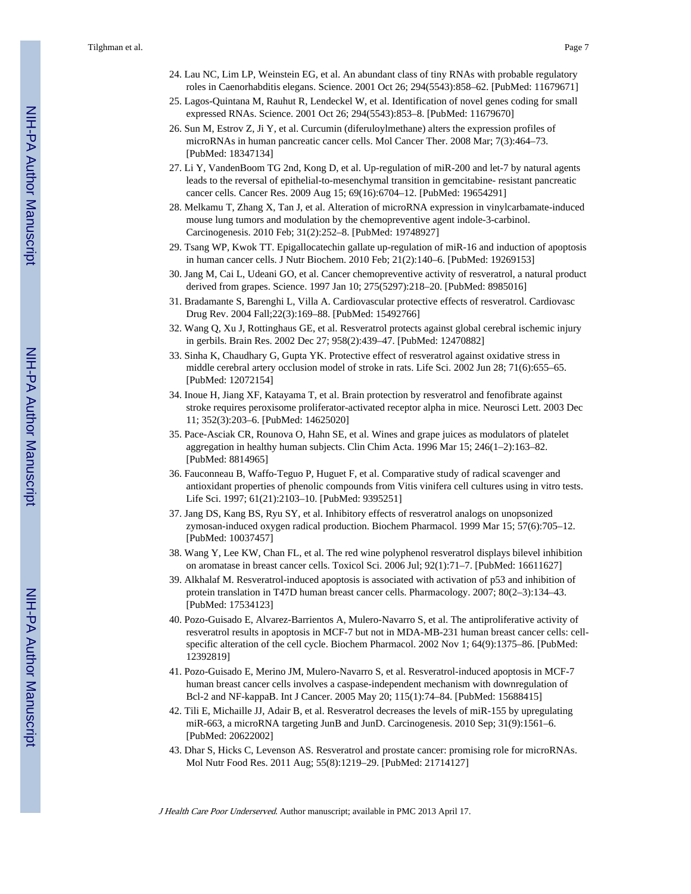24. Lau NC, Lim LP, Weinstein EG, et al. An abundant class of tiny RNAs with probable regulatory roles in Caenorhabditis elegans. Science. 2001 Oct 26; 294(5543):858–62. [PubMed: 11679671]
25. Lagos-Quintana M, Rauhut R, Lendeckel W, et al. Identification of novel genes coding for small expressed RNAs. Science. 2001 Oct 26; 294(5543):853–8. [PubMed: 11679670]
26. Sun M, Estrov Z, Ji Y, et al. Curcumin (diferuloylmethane) alters the expression profiles of microRNAs in human pancreatic cancer cells. Mol Cancer Ther. 2008 Mar; 7(3):464–73. [PubMed: 18347134]
27. Li Y, VandenBoom TG 2nd, Kong D, et al. Up-regulation of miR-200 and let-7 by natural agents leads to the reversal of epithelial-to-mesenchymal transition in gemcitabine- resistant pancreatic cancer cells. Cancer Res. 2009 Aug 15; 69(16):6704–12. [PubMed: 19654291]
28. Melkamu T, Zhang X, Tan J, et al. Alteration of microRNA expression in vinylcarbamate-induced mouse lung tumors and modulation by the chemopreventive agent indole-3-carbinol. Carcinogenesis. 2010 Feb; 31(2):252–8. [PubMed: 19748927]
29. Tsang WP, Kwok TT. Epigallocatechin gallate up-regulation of miR-16 and induction of apoptosis in human cancer cells. J Nutr Biochem. 2010 Feb; 21(2):140–6. [PubMed: 19269153]
30. Jang M, Cai L, Udeani GO, et al. Cancer chemopreventive activity of resveratrol, a natural product derived from grapes. Science. 1997 Jan 10; 275(5297):218–20. [PubMed: 8985016]
31. Bradamante S, Barenghi L, Villa A. Cardiovascular protective effects of resveratrol. Cardiovasc Drug Rev. 2004 Fall;22(3):169–88. [PubMed: 15492766]
32. Wang Q, Xu J, Rottinghaus GE, et al. Resveratrol protects against global cerebral ischemic injury in gerbils. Brain Res. 2002 Dec 27; 958(2):439–47. [PubMed: 12470882]
33. Sinha K, Chaudhary G, Gupta YK. Protective effect of resveratrol against oxidative stress in middle cerebral artery occlusion model of stroke in rats. Life Sci. 2002 Jun 28; 71(6):655–65. [PubMed: 12072154]
34. Inoue H, Jiang XF, Katayama T, et al. Brain protection by resveratrol and fenofibrate against stroke requires peroxisome proliferator-activated receptor alpha in mice. Neurosci Lett. 2003 Dec 11; 352(3):203–6. [PubMed: 14625020]
35. Pace-Asciak CR, Rounova O, Hahn SE, et al. Wines and grape juices as modulators of platelet aggregation in healthy human subjects. Clin Chim Acta. 1996 Mar 15; 246(1–2):163–82. [PubMed: 8814965]
36. Fauconneau B, Waffo-Teguo P, Huguet F, et al. Comparative study of radical scavenger and antioxidant properties of phenolic compounds from Vitis vinifera cell cultures using in vitro tests. Life Sci. 1997; 61(21):2103–10. [PubMed: 9395251]
37. Jang DS, Kang BS, Ryu SY, et al. Inhibitory effects of resveratrol analogs on unopsonized zymosan-induced oxygen radical production. Biochem Pharmacol. 1999 Mar 15; 57(6):705–12. [PubMed: 10037457]
38. Wang Y, Lee KW, Chan FL, et al. The red wine polyphenol resveratrol displays bilevel inhibition on aromatase in breast cancer cells. Toxicol Sci. 2006 Jul; 92(1):71–7. [PubMed: 16611627]
39. Alkhalaf M. Resveratrol-induced apoptosis is associated with activation of p53 and inhibition of protein translation in T47D human breast cancer cells. Pharmacology. 2007; 80(2–3):134–43. [PubMed: 17534123]
40. Pozo-Guisado E, Alvarez-Barrientos A, Mulero-Navarro S, et al. The antiproliferative activity of resveratrol results in apoptosis in MCF-7 but not in MDA-MB-231 human breast cancer cells: cell-specific alteration of the cell cycle. Biochem Pharmacol. 2002 Nov 1; 64(9):1375–86. [PubMed: 12392819]
41. Pozo-Guisado E, Merino JM, Mulero-Navarro S, et al. Resveratrol-induced apoptosis in MCF-7 human breast cancer cells involves a caspase-independent mechanism with downregulation of Bcl-2 and NF-kappaB. Int J Cancer. 2005 May 20; 115(1):74–84. [PubMed: 15688415]
42. Tili E, Michaille JJ, Adair B, et al. Resveratrol decreases the levels of miR-155 by upregulating miR-663, a microRNA targeting JunB and JunD. Carcinogenesis. 2010 Sep; 31(9):1561–6. [PubMed: 20622002]
43. Dhar S, Hicks C, Levenson AS. Resveratrol and prostate cancer: promising role for microRNAs. Mol Nutr Food Res. 2011 Aug; 55(8):1219–29. [PubMed: 21714127]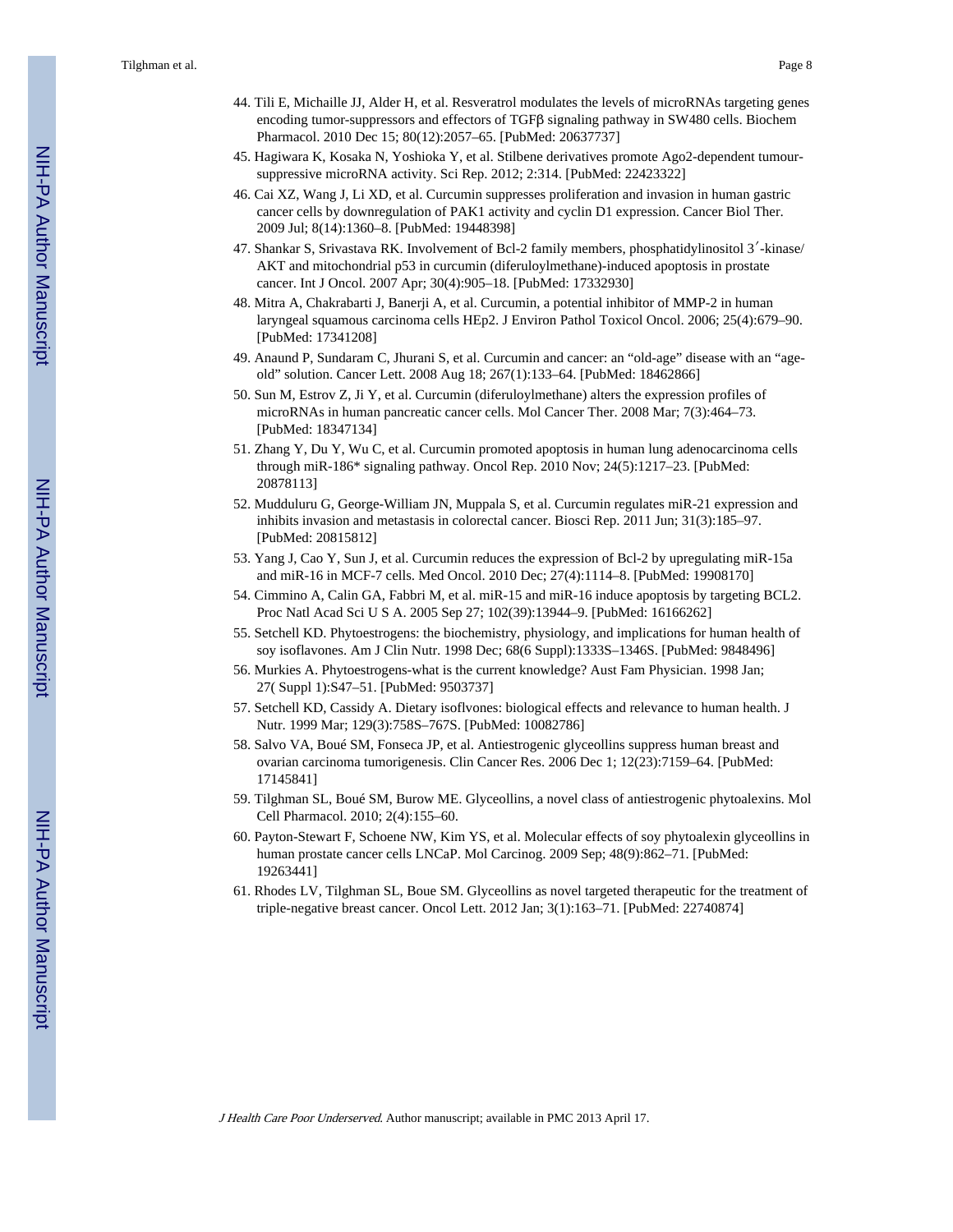44. Tili E, Michaille JJ, Alder H, et al. Resveratrol modulates the levels of microRNAs targeting genes encoding tumor-suppressors and effectors of TGFβ signaling pathway in SW480 cells. Biochem Pharmacol. 2010 Dec 15; 80(12):2057–65. [PubMed: 20637737]
45. Hagiwara K, Kosaka N, Yoshioka Y, et al. Stilbene derivatives promote Ago2-dependent tumour-suppressive microRNA activity. Sci Rep. 2012; 2:314. [PubMed: 22423322]
46. Cai XZ, Wang J, Li XD, et al. Curcumin suppresses proliferation and invasion in human gastric cancer cells by downregulation of PAK1 activity and cyclin D1 expression. Cancer Biol Ther. 2009 Jul; 8(14):1360–8. [PubMed: 19448398]
47. Shankar S, Srivastava RK. Involvement of Bcl-2 family members, phosphatidylinositol 3′-kinase/AKT and mitochondrial p53 in curcumin (diferuloylmethane)-induced apoptosis in prostate cancer. Int J Oncol. 2007 Apr; 30(4):905–18. [PubMed: 17332930]
48. Mitra A, Chakrabarti J, Banerji A, et al. Curcumin, a potential inhibitor of MMP-2 in human laryngeal squamous carcinoma cells HEp2. J Environ Pathol Toxicol Oncol. 2006; 25(4):679–90. [PubMed: 17341208]
49. Anaund P, Sundaram C, Jhurani S, et al. Curcumin and cancer: an "old-age" disease with an "age-old" solution. Cancer Lett. 2008 Aug 18; 267(1):133–64. [PubMed: 18462866]
50. Sun M, Estrov Z, Ji Y, et al. Curcumin (diferuloylmethane) alters the expression profiles of microRNAs in human pancreatic cancer cells. Mol Cancer Ther. 2008 Mar; 7(3):464–73. [PubMed: 18347134]
51. Zhang Y, Du Y, Wu C, et al. Curcumin promoted apoptosis in human lung adenocarcinoma cells through miR-186* signaling pathway. Oncol Rep. 2010 Nov; 24(5):1217–23. [PubMed: 20878113]
52. Mudduluru G, George-William JN, Muppala S, et al. Curcumin regulates miR-21 expression and inhibits invasion and metastasis in colorectal cancer. Biosci Rep. 2011 Jun; 31(3):185–97. [PubMed: 20815812]
53. Yang J, Cao Y, Sun J, et al. Curcumin reduces the expression of Bcl-2 by upregulating miR-15a and miR-16 in MCF-7 cells. Med Oncol. 2010 Dec; 27(4):1114–8. [PubMed: 19908170]
54. Cimmino A, Calin GA, Fabbri M, et al. miR-15 and miR-16 induce apoptosis by targeting BCL2. Proc Natl Acad Sci U S A. 2005 Sep 27; 102(39):13944–9. [PubMed: 16166262]
55. Setchell KD. Phytoestrogens: the biochemistry, physiology, and implications for human health of soy isoflavones. Am J Clin Nutr. 1998 Dec; 68(6 Suppl):1333S–1346S. [PubMed: 9848496]
56. Murkies A. Phytoestrogens-what is the current knowledge? Aust Fam Physician. 1998 Jan; 27( Suppl 1):S47–51. [PubMed: 9503737]
57. Setchell KD, Cassidy A. Dietary isoflvones: biological effects and relevance to human health. J Nutr. 1999 Mar; 129(3):758S–767S. [PubMed: 10082786]
58. Salvo VA, Boué SM, Fonseca JP, et al. Antiestrogenic glyceollins suppress human breast and ovarian carcinoma tumorigenesis. Clin Cancer Res. 2006 Dec 1; 12(23):7159–64. [PubMed: 17145841]
59. Tilghman SL, Boué SM, Burow ME. Glyceollins, a novel class of antiestrogenic phytoalexins. Mol Cell Pharmacol. 2010; 2(4):155–60.
60. Payton-Stewart F, Schoene NW, Kim YS, et al. Molecular effects of soy phytoalexin glyceollins in human prostate cancer cells LNCaP. Mol Carcinog. 2009 Sep; 48(9):862–71. [PubMed: 19263441]
61. Rhodes LV, Tilghman SL, Boue SM. Glyceollins as novel targeted therapeutic for the treatment of triple-negative breast cancer. Oncol Lett. 2012 Jan; 3(1):163–71. [PubMed: 22740874]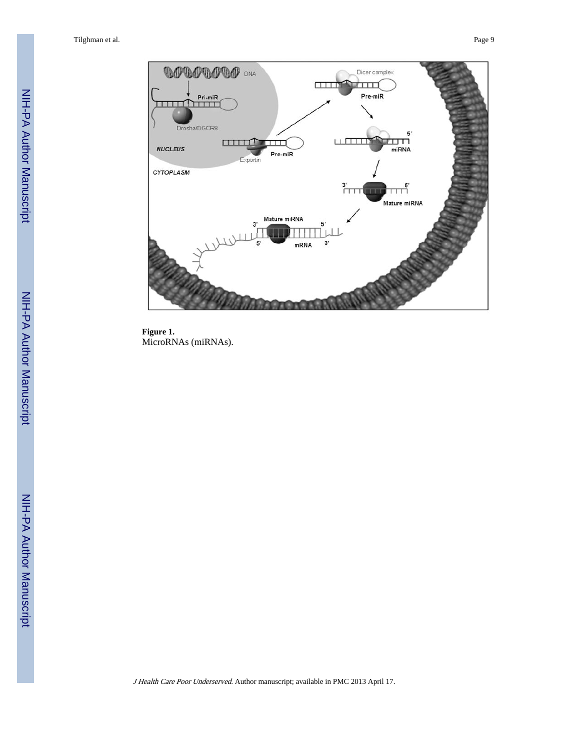**Figure 1.**
MicroRNAs (miRNAs).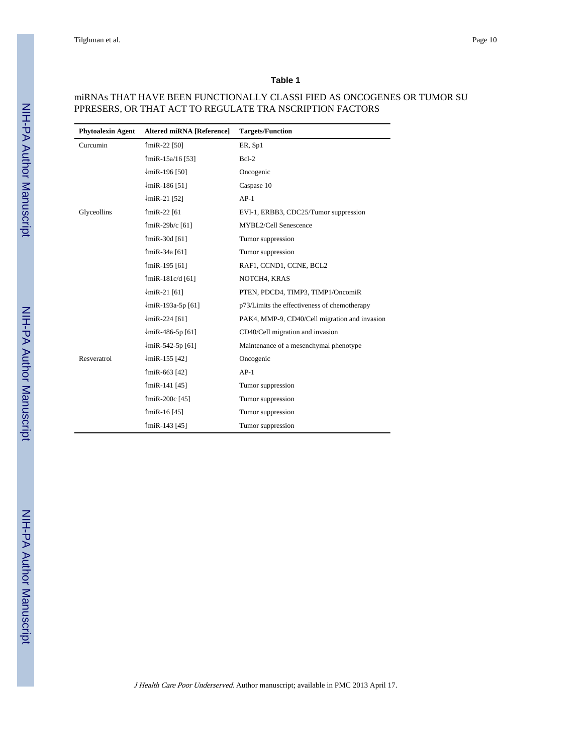**Table 1**

miRNAs THAT HAVE BEEN FUNCTIONALLY CLASSI FIED AS ONCOGENES OR TUMOR SU PPRESERS, OR THAT ACT TO REGULATE TRA NSCRIPTION FACTORS

| Phytoalexin Agent | Altered miRNA [Reference] | Targets/Function |
| --- | --- | --- |
| Curcumin | ↑miR-22 [50] | ER, Sp1 |
| | ↑miR-15a/16 [53] | Bcl-2 |
| | ↓miR-196 [50] | Oncogenic |
| | ↓miR-186 [51] | Caspase 10 |
| | ↓miR-21 [52] | AP-1 |
| Glyceollins | ↑miR-22 [61 | EVI-1, ERBB3, CDC25/Tumor suppression |
| | ↑miR-29b/c [61] | MYBL2/Cell Senescence |
| | ↑miR-30d [61] | Tumor suppression |
| | ↑miR-34a [61] | Tumor suppression |
| | ↑miR-195 [61] | RAF1, CCND1, CCNE, BCL2 |
| | ↑miR-181c/d [61] | NOTCH4, KRAS |
| | ↓miR-21 [61] | PTEN, PDCD4, TIMP3, TIMP1/OncomiR |
| | ↓miR-193a-5p [61] | p73/Limits the effectiveness of chemotherapy |
| | ↓miR-224 [61] | PAK4, MMP-9, CD40/Cell migration and invasion |
| | ↓miR-486-5p [61] | CD40/Cell migration and invasion |
| | ↓miR-542-5p [61] | Maintenance of a mesenchymal phenotype |
| Resveratrol | ↓miR-155 [42] | Oncogenic |
| | ↑miR-663 [42] | AP-1 |
| | ↑miR-141 [45] | Tumor suppression |
| | ↑miR-200c [45] | Tumor suppression |
| | ↑miR-16 [45] | Tumor suppression |
| | ↑miR-143 [45] | Tumor suppression |